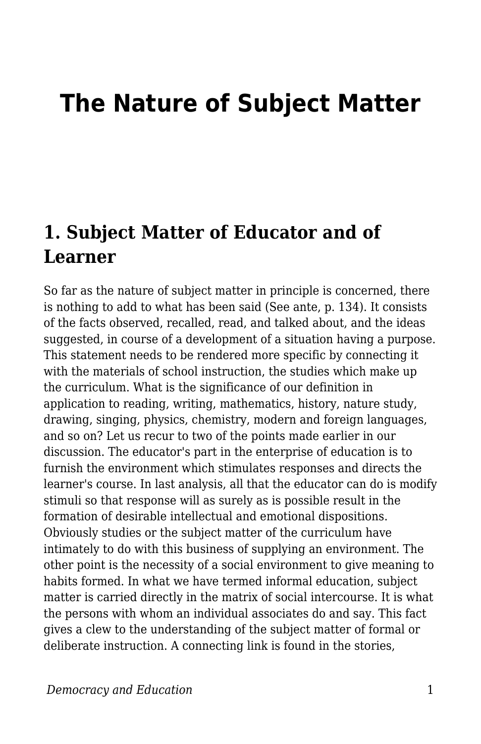# The Nature of Subject Matter

## 1. Subject Matter of Educator and of Learner

So far as the nature of subject matter in principle is concerned, there is nothing to add to what has been said (See ante, p. 134). It consists of the facts observed, recalled, read, and talked about, and the ideas suggested, in course of a development of a situation having a purpose. This statement needs to be rendered more specific by connecting it with the materials of school instruction, the studies which make up the curriculum. What is the significance of our definition in application to reading, writing, mathematics, history, nature study, drawing, singing, physics, chemistry, modern and foreign languages, and so on? Let us recur to two of the points made earlier in our discussion. The educator's part in the enterprise of education is to furnish the environment which stimulates responses and directs the learner's course. In last analysis, all that the educator can do is modify stimuli so that response will as surely as is possible result in the formation of desirable intellectual and emotional dispositions. Obviously studies or the subject matter of the curriculum have intimately to do with this business of supplying an environment. The other point is the necessity of a social environment to give meaning to habits formed. In what we have termed informal education, subject matter is carried directly in the matrix of social intercourse. It is what the persons with whom an individual associates do and say. This fact gives a clew to the understanding of the subject matter of formal or deliberate instruction. A connecting link is found in the stories,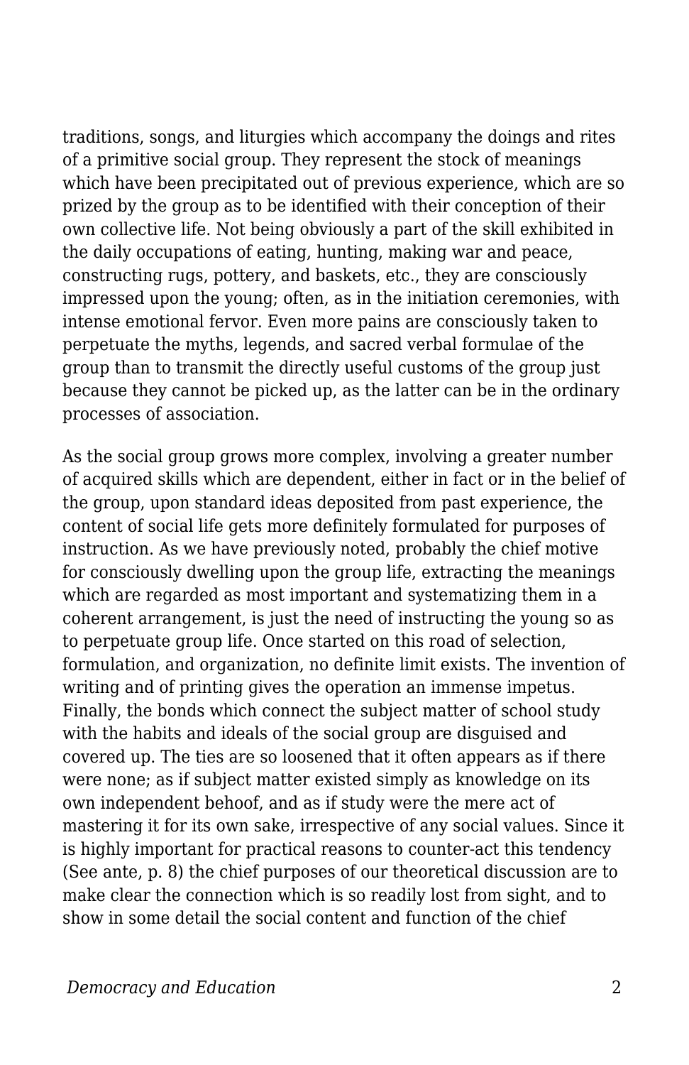traditions, songs, and liturgies which accompany the doings and rites of a primitive social group. They represent the stock of meanings which have been precipitated out of previous experience, which are so prized by the group as to be identified with their conception of their own collective life. Not being obviously a part of the skill exhibited in the daily occupations of eating, hunting, making war and peace, constructing rugs, pottery, and baskets, etc., they are consciously impressed upon the young; often, as in the initiation ceremonies, with intense emotional fervor. Even more pains are consciously taken to perpetuate the myths, legends, and sacred verbal formulae of the group than to transmit the directly useful customs of the group just because they cannot be picked up, as the latter can be in the ordinary processes of association.

As the social group grows more complex, involving a greater number of acquired skills which are dependent, either in fact or in the belief of the group, upon standard ideas deposited from past experience, the content of social life gets more definitely formulated for purposes of instruction. As we have previously noted, probably the chief motive for consciously dwelling upon the group life, extracting the meanings which are regarded as most important and systematizing them in a coherent arrangement, is just the need of instructing the young so as to perpetuate group life. Once started on this road of selection, formulation, and organization, no definite limit exists. The invention of writing and of printing gives the operation an immense impetus. Finally, the bonds which connect the subject matter of school study with the habits and ideals of the social group are disguised and covered up. The ties are so loosened that it often appears as if there were none; as if subject matter existed simply as knowledge on its own independent behoof, and as if study were the mere act of mastering it for its own sake, irrespective of any social values. Since it is highly important for practical reasons to counter-act this tendency (See ante, p. 8) the chief purposes of our theoretical discussion are to make clear the connection which is so readily lost from sight, and to show in some detail the social content and function of the chief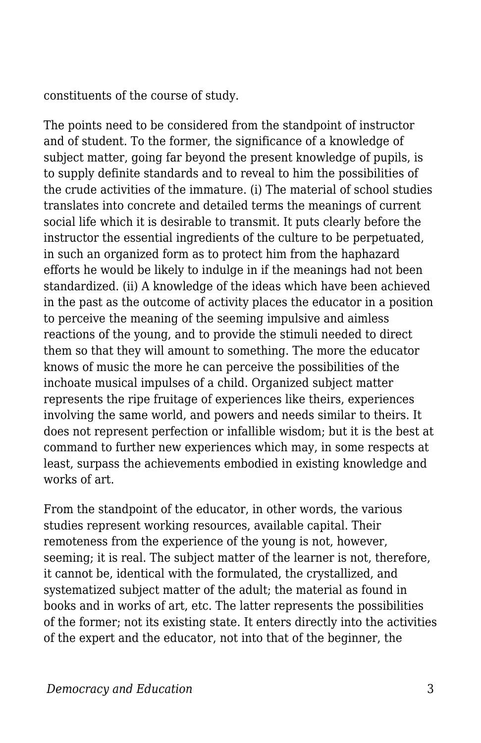constituents of the course of study.

The points need to be considered from the standpoint of instructor and of student. To the former, the significance of a knowledge of subject matter, going far beyond the present knowledge of pupils, is to supply definite standards and to reveal to him the possibilities of the crude activities of the immature. (i) The material of school studies translates into concrete and detailed terms the meanings of current social life which it is desirable to transmit. It puts clearly before the instructor the essential ingredients of the culture to be perpetuated, in such an organized form as to protect him from the haphazard efforts he would be likely to indulge in if the meanings had not been standardized. (ii) A knowledge of the ideas which have been achieved in the past as the outcome of activity places the educator in a position to perceive the meaning of the seeming impulsive and aimless reactions of the young, and to provide the stimuli needed to direct them so that they will amount to something. The more the educator knows of music the more he can perceive the possibilities of the inchoate musical impulses of a child. Organized subject matter represents the ripe fruitage of experiences like theirs, experiences involving the same world, and powers and needs similar to theirs. It does not represent perfection or infallible wisdom; but it is the best at command to further new experiences which may, in some respects at least, surpass the achievements embodied in existing knowledge and works of art.

From the standpoint of the educator, in other words, the various studies represent working resources, available capital. Their remoteness from the experience of the young is not, however, seeming; it is real. The subject matter of the learner is not, therefore, it cannot be, identical with the formulated, the crystallized, and systematized subject matter of the adult; the material as found in books and in works of art, etc. The latter represents the possibilities of the former; not its existing state. It enters directly into the activities of the expert and the educator, not into that of the beginner, the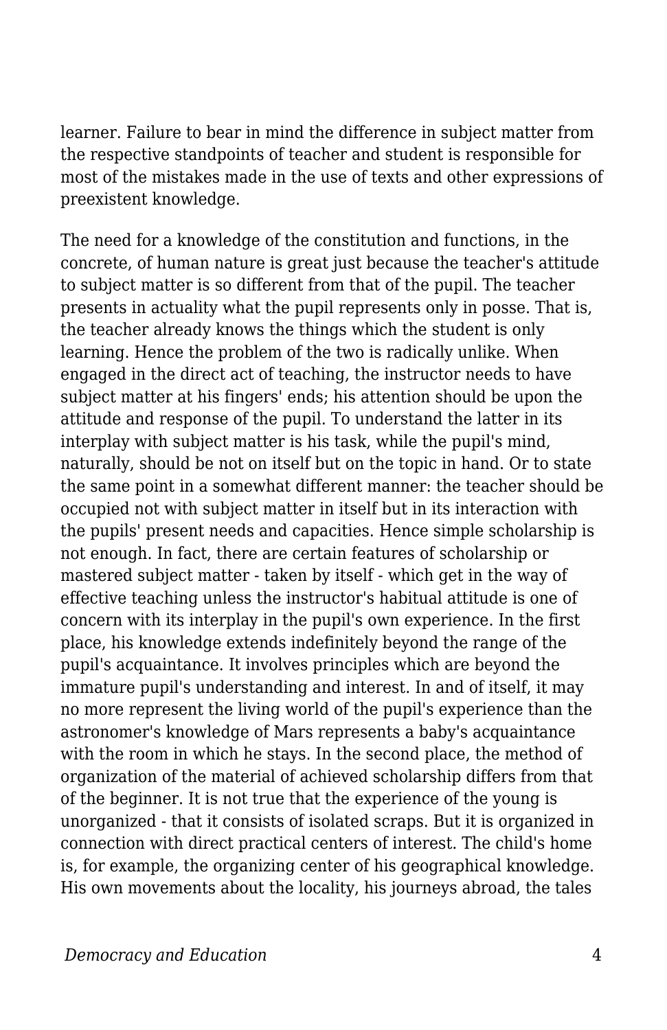learner. Failure to bear in mind the difference in subject matter from the respective standpoints of teacher and student is responsible for most of the mistakes made in the use of texts and other expressions of preexistent knowledge.

The need for a knowledge of the constitution and functions, in the concrete, of human nature is great just because the teacher's attitude to subject matter is so different from that of the pupil. The teacher presents in actuality what the pupil represents only in posse. That is, the teacher already knows the things which the student is only learning. Hence the problem of the two is radically unlike. When engaged in the direct act of teaching, the instructor needs to have subject matter at his fingers' ends; his attention should be upon the attitude and response of the pupil. To understand the latter in its interplay with subject matter is his task, while the pupil's mind, naturally, should be not on itself but on the topic in hand. Or to state the same point in a somewhat different manner: the teacher should be occupied not with subject matter in itself but in its interaction with the pupils' present needs and capacities. Hence simple scholarship is not enough. In fact, there are certain features of scholarship or mastered subject matter - taken by itself - which get in the way of effective teaching unless the instructor's habitual attitude is one of concern with its interplay in the pupil's own experience. In the first place, his knowledge extends indefinitely beyond the range of the pupil's acquaintance. It involves principles which are beyond the immature pupil's understanding and interest. In and of itself, it may no more represent the living world of the pupil's experience than the astronomer's knowledge of Mars represents a baby's acquaintance with the room in which he stays. In the second place, the method of organization of the material of achieved scholarship differs from that of the beginner. It is not true that the experience of the young is unorganized - that it consists of isolated scraps. But it is organized in connection with direct practical centers of interest. The child's home is, for example, the organizing center of his geographical knowledge. His own movements about the locality, his journeys abroad, the tales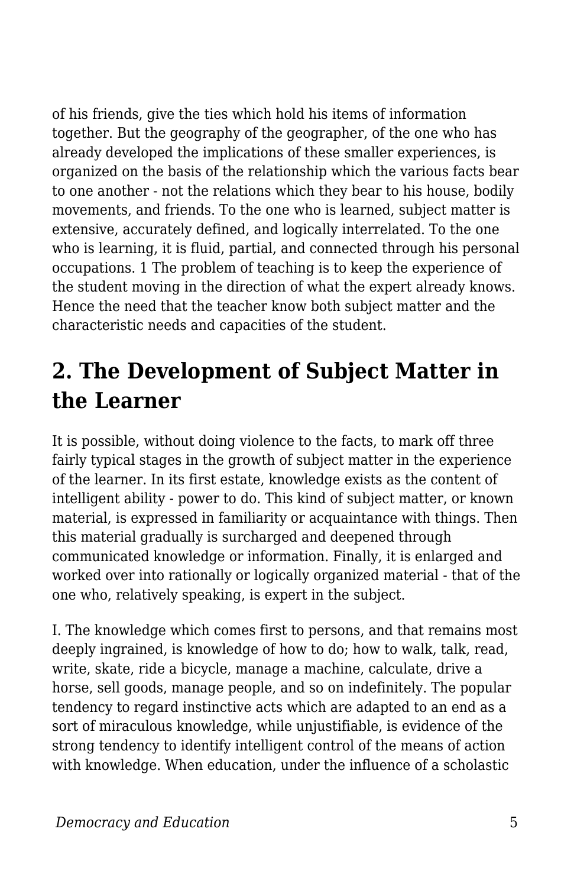of his friends, give the ties which hold his items of information together. But the geography of the geographer, of the one who has already developed the implications of these smaller experiences, is organized on the basis of the relationship which the various facts bear to one another - not the relations which they bear to his house, bodily movements, and friends. To the one who is learned, subject matter is extensive, accurately defined, and logically interrelated. To the one who is learning, it is fluid, partial, and connected through his personal occupations. [1] The problem of teaching is to keep the experience of the student moving in the direction of what the expert already knows. Hence the need that the teacher know both subject matter and the characteristic needs and capacities of the student.

## 2. The Development of Subject Matter in the Learner

It is possible, without doing violence to the facts, to mark off three fairly typical stages in the growth of subject matter in the experience of the learner. In its first estate, knowledge exists as the content of intelligent ability - power to do. This kind of subject matter, or known material, is expressed in familiarity or acquaintance with things. Then this material gradually is surcharged and deepened through communicated knowledge or information. Finally, it is enlarged and worked over into rationally or logically organized material - that of the one who, relatively speaking, is expert in the subject.

I. The knowledge which comes first to persons, and that remains most deeply ingrained, is knowledge of how to do; how to walk, talk, read, write, skate, ride a bicycle, manage a machine, calculate, drive a horse, sell goods, manage people, and so on indefinitely. The popular tendency to regard instinctive acts which are adapted to an end as a sort of miraculous knowledge, while unjustifiable, is evidence of the strong tendency to identify intelligent control of the means of action with knowledge. When education, under the influence of a scholastic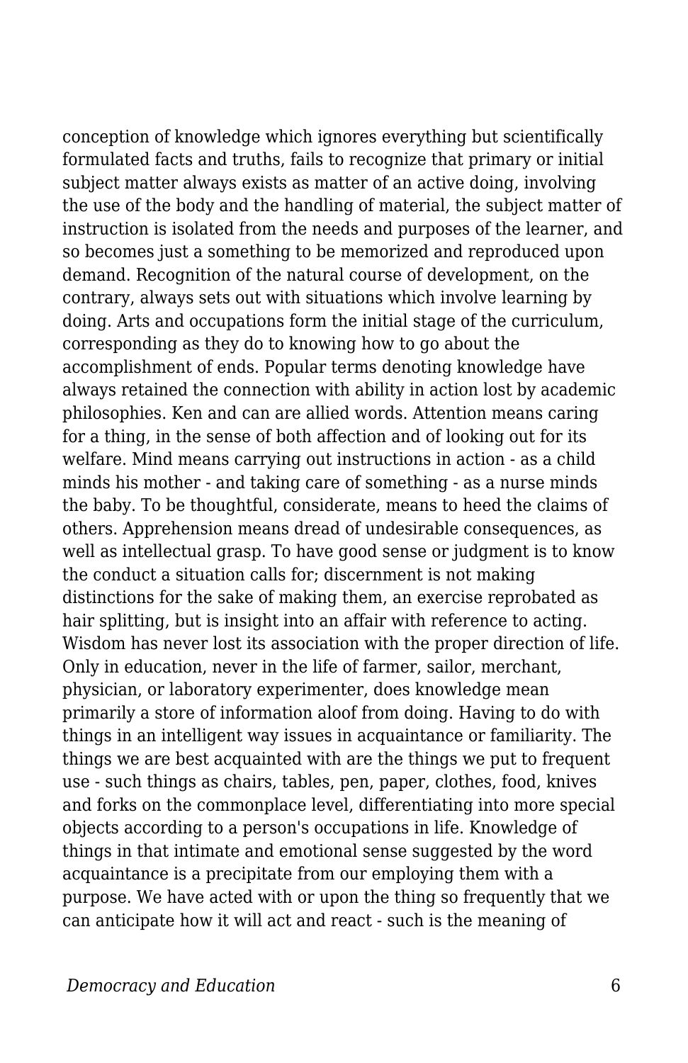conception of knowledge which ignores everything but scientifically formulated facts and truths, fails to recognize that primary or initial subject matter always exists as matter of an active doing, involving the use of the body and the handling of material, the subject matter of instruction is isolated from the needs and purposes of the learner, and so becomes just a something to be memorized and reproduced upon demand. Recognition of the natural course of development, on the contrary, always sets out with situations which involve learning by doing. Arts and occupations form the initial stage of the curriculum, corresponding as they do to knowing how to go about the accomplishment of ends. Popular terms denoting knowledge have always retained the connection with ability in action lost by academic philosophies. Ken and can are allied words. Attention means caring for a thing, in the sense of both affection and of looking out for its welfare. Mind means carrying out instructions in action - as a child minds his mother - and taking care of something - as a nurse minds the baby. To be thoughtful, considerate, means to heed the claims of others. Apprehension means dread of undesirable consequences, as well as intellectual grasp. To have good sense or judgment is to know the conduct a situation calls for; discernment is not making distinctions for the sake of making them, an exercise reprobated as hair splitting, but is insight into an affair with reference to acting. Wisdom has never lost its association with the proper direction of life. Only in education, never in the life of farmer, sailor, merchant, physician, or laboratory experimenter, does knowledge mean primarily a store of information aloof from doing. Having to do with things in an intelligent way issues in acquaintance or familiarity. The things we are best acquainted with are the things we put to frequent use - such things as chairs, tables, pen, paper, clothes, food, knives and forks on the commonplace level, differentiating into more special objects according to a person's occupations in life. Knowledge of things in that intimate and emotional sense suggested by the word acquaintance is a precipitate from our employing them with a purpose. We have acted with or upon the thing so frequently that we can anticipate how it will act and react - such is the meaning of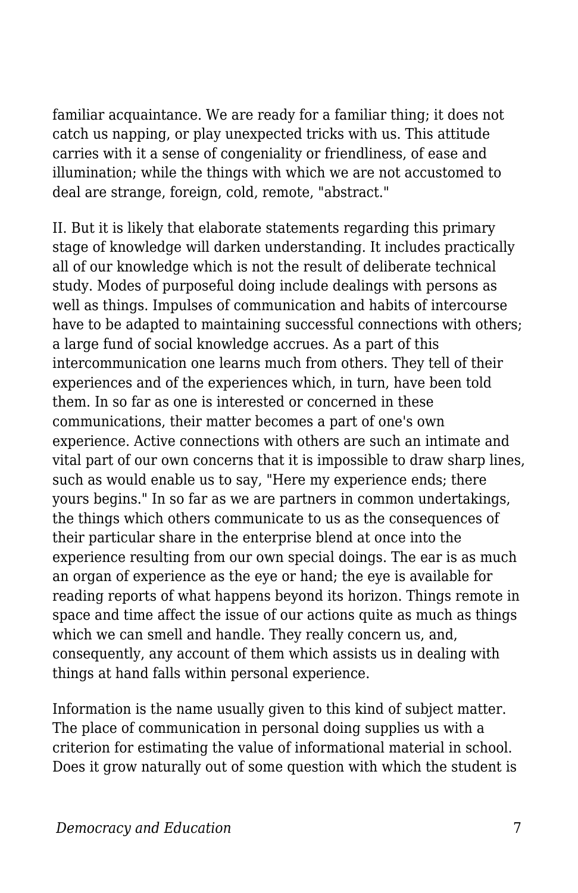familiar acquaintance. We are ready for a familiar thing; it does not catch us napping, or play unexpected tricks with us. This attitude carries with it a sense of congeniality or friendliness, of ease and illumination; while the things with which we are not accustomed to deal are strange, foreign, cold, remote, "abstract."

II. But it is likely that elaborate statements regarding this primary stage of knowledge will darken understanding. It includes practically all of our knowledge which is not the result of deliberate technical study. Modes of purposeful doing include dealings with persons as well as things. Impulses of communication and habits of intercourse have to be adapted to maintaining successful connections with others; a large fund of social knowledge accrues. As a part of this intercommunication one learns much from others. They tell of their experiences and of the experiences which, in turn, have been told them. In so far as one is interested or concerned in these communications, their matter becomes a part of one's own experience. Active connections with others are such an intimate and vital part of our own concerns that it is impossible to draw sharp lines, such as would enable us to say, "Here my experience ends; there yours begins." In so far as we are partners in common undertakings, the things which others communicate to us as the consequences of their particular share in the enterprise blend at once into the experience resulting from our own special doings. The ear is as much an organ of experience as the eye or hand; the eye is available for reading reports of what happens beyond its horizon. Things remote in space and time affect the issue of our actions quite as much as things which we can smell and handle. They really concern us, and, consequently, any account of them which assists us in dealing with things at hand falls within personal experience.

Information is the name usually given to this kind of subject matter. The place of communication in personal doing supplies us with a criterion for estimating the value of informational material in school. Does it grow naturally out of some question with which the student is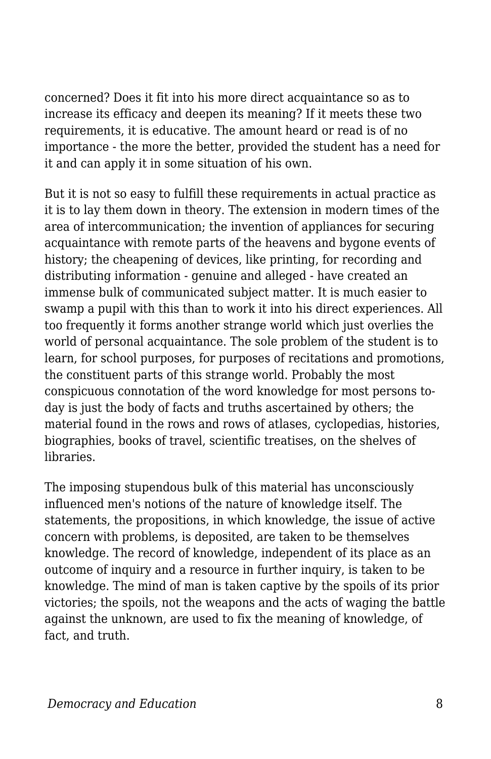concerned? Does it fit into his more direct acquaintance so as to increase its efficacy and deepen its meaning? If it meets these two requirements, it is educative. The amount heard or read is of no importance - the more the better, provided the student has a need for it and can apply it in some situation of his own.

But it is not so easy to fulfill these requirements in actual practice as it is to lay them down in theory. The extension in modern times of the area of intercommunication; the invention of appliances for securing acquaintance with remote parts of the heavens and bygone events of history; the cheapening of devices, like printing, for recording and distributing information - genuine and alleged - have created an immense bulk of communicated subject matter. It is much easier to swamp a pupil with this than to work it into his direct experiences. All too frequently it forms another strange world which just overlies the world of personal acquaintance. The sole problem of the student is to learn, for school purposes, for purposes of recitations and promotions, the constituent parts of this strange world. Probably the most conspicuous connotation of the word knowledge for most persons to-day is just the body of facts and truths ascertained by others; the material found in the rows and rows of atlases, cyclopedias, histories, biographies, books of travel, scientific treatises, on the shelves of libraries.

The imposing stupendous bulk of this material has unconsciously influenced men's notions of the nature of knowledge itself. The statements, the propositions, in which knowledge, the issue of active concern with problems, is deposited, are taken to be themselves knowledge. The record of knowledge, independent of its place as an outcome of inquiry and a resource in further inquiry, is taken to be knowledge. The mind of man is taken captive by the spoils of its prior victories; the spoils, not the weapons and the acts of waging the battle against the unknown, are used to fix the meaning of knowledge, of fact, and truth.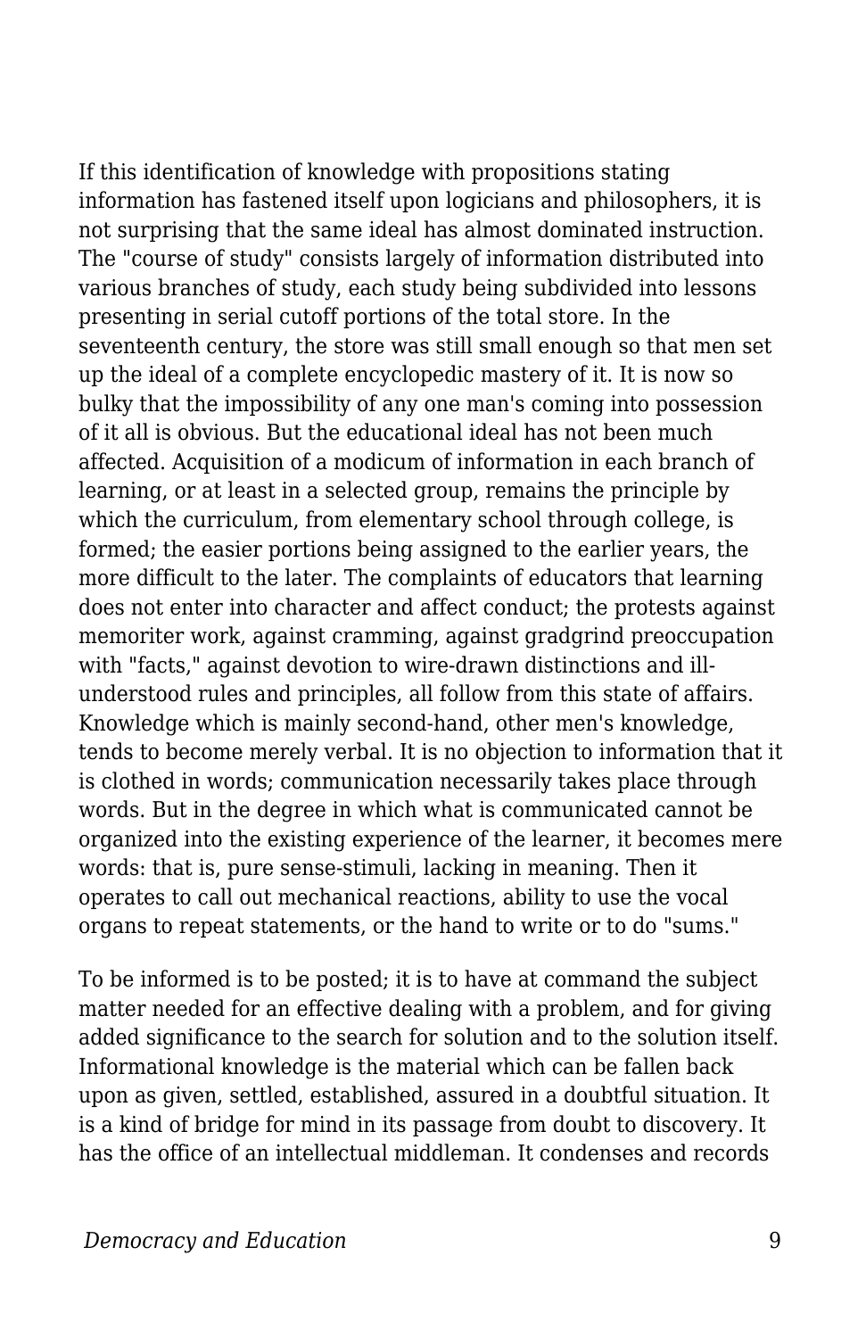If this identification of knowledge with propositions stating information has fastened itself upon logicians and philosophers, it is not surprising that the same ideal has almost dominated instruction. The "course of study" consists largely of information distributed into various branches of study, each study being subdivided into lessons presenting in serial cutoff portions of the total store. In the seventeenth century, the store was still small enough so that men set up the ideal of a complete encyclopedic mastery of it. It is now so bulky that the impossibility of any one man's coming into possession of it all is obvious. But the educational ideal has not been much affected. Acquisition of a modicum of information in each branch of learning, or at least in a selected group, remains the principle by which the curriculum, from elementary school through college, is formed; the easier portions being assigned to the earlier years, the more difficult to the later. The complaints of educators that learning does not enter into character and affect conduct; the protests against memoriter work, against cramming, against gradgrind preoccupation with "facts," against devotion to wire-drawn distinctions and ill-understood rules and principles, all follow from this state of affairs. Knowledge which is mainly second-hand, other men's knowledge, tends to become merely verbal. It is no objection to information that it is clothed in words; communication necessarily takes place through words. But in the degree in which what is communicated cannot be organized into the existing experience of the learner, it becomes mere words: that is, pure sense-stimuli, lacking in meaning. Then it operates to call out mechanical reactions, ability to use the vocal organs to repeat statements, or the hand to write or to do "sums."

To be informed is to be posted; it is to have at command the subject matter needed for an effective dealing with a problem, and for giving added significance to the search for solution and to the solution itself. Informational knowledge is the material which can be fallen back upon as given, settled, established, assured in a doubtful situation. It is a kind of bridge for mind in its passage from doubt to discovery. It has the office of an intellectual middleman. It condenses and records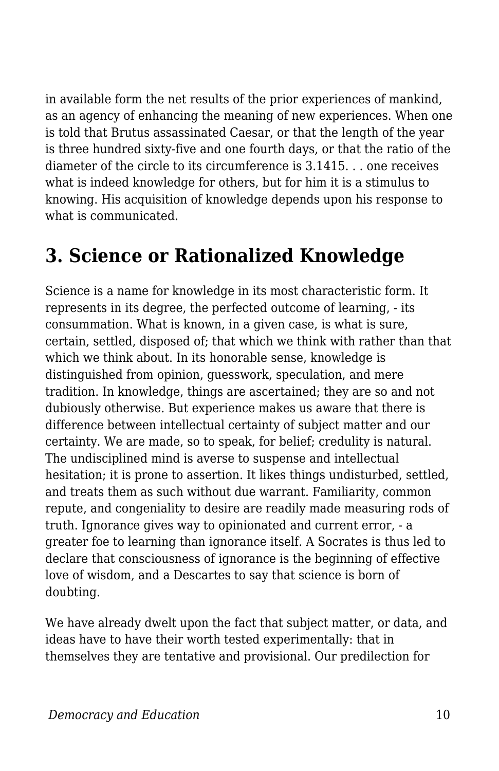in available form the net results of the prior experiences of mankind, as an agency of enhancing the meaning of new experiences. When one is told that Brutus assassinated Caesar, or that the length of the year is three hundred sixty-five and one fourth days, or that the ratio of the diameter of the circle to its circumference is 3.1415. . . one receives what is indeed knowledge for others, but for him it is a stimulus to knowing. His acquisition of knowledge depends upon his response to what is communicated.

## 3. Science or Rationalized Knowledge

Science is a name for knowledge in its most characteristic form. It represents in its degree, the perfected outcome of learning, - its consummation. What is known, in a given case, is what is sure, certain, settled, disposed of; that which we think with rather than that which we think about. In its honorable sense, knowledge is distinguished from opinion, guesswork, speculation, and mere tradition. In knowledge, things are ascertained; they are so and not dubiously otherwise. But experience makes us aware that there is difference between intellectual certainty of subject matter and our certainty. We are made, so to speak, for belief; credulity is natural. The undisciplined mind is averse to suspense and intellectual hesitation; it is prone to assertion. It likes things undisturbed, settled, and treats them as such without due warrant. Familiarity, common repute, and congeniality to desire are readily made measuring rods of truth. Ignorance gives way to opinionated and current error, - a greater foe to learning than ignorance itself. A Socrates is thus led to declare that consciousness of ignorance is the beginning of effective love of wisdom, and a Descartes to say that science is born of doubting.

We have already dwelt upon the fact that subject matter, or data, and ideas have to have their worth tested experimentally: that in themselves they are tentative and provisional. Our predilection for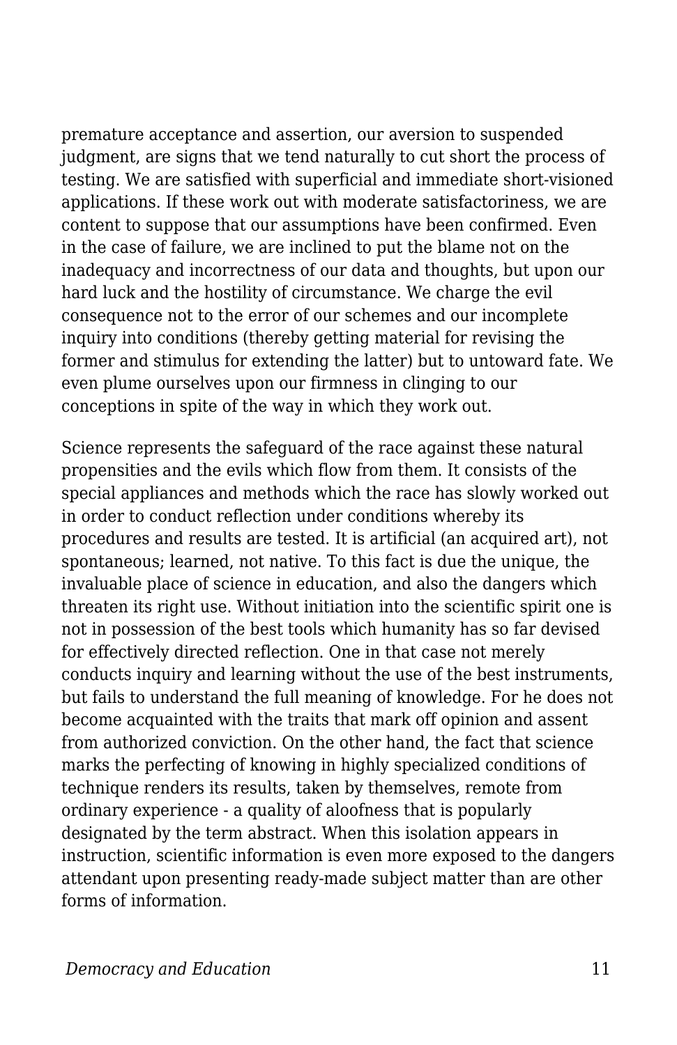premature acceptance and assertion, our aversion to suspended judgment, are signs that we tend naturally to cut short the process of testing. We are satisfied with superficial and immediate short-visioned applications. If these work out with moderate satisfactoriness, we are content to suppose that our assumptions have been confirmed. Even in the case of failure, we are inclined to put the blame not on the inadequacy and incorrectness of our data and thoughts, but upon our hard luck and the hostility of circumstance. We charge the evil consequence not to the error of our schemes and our incomplete inquiry into conditions (thereby getting material for revising the former and stimulus for extending the latter) but to untoward fate. We even plume ourselves upon our firmness in clinging to our conceptions in spite of the way in which they work out.

Science represents the safeguard of the race against these natural propensities and the evils which flow from them. It consists of the special appliances and methods which the race has slowly worked out in order to conduct reflection under conditions whereby its procedures and results are tested. It is artificial (an acquired art), not spontaneous; learned, not native. To this fact is due the unique, the invaluable place of science in education, and also the dangers which threaten its right use. Without initiation into the scientific spirit one is not in possession of the best tools which humanity has so far devised for effectively directed reflection. One in that case not merely conducts inquiry and learning without the use of the best instruments, but fails to understand the full meaning of knowledge. For he does not become acquainted with the traits that mark off opinion and assent from authorized conviction. On the other hand, the fact that science marks the perfecting of knowing in highly specialized conditions of technique renders its results, taken by themselves, remote from ordinary experience - a quality of aloofness that is popularly designated by the term abstract. When this isolation appears in instruction, scientific information is even more exposed to the dangers attendant upon presenting ready-made subject matter than are other forms of information.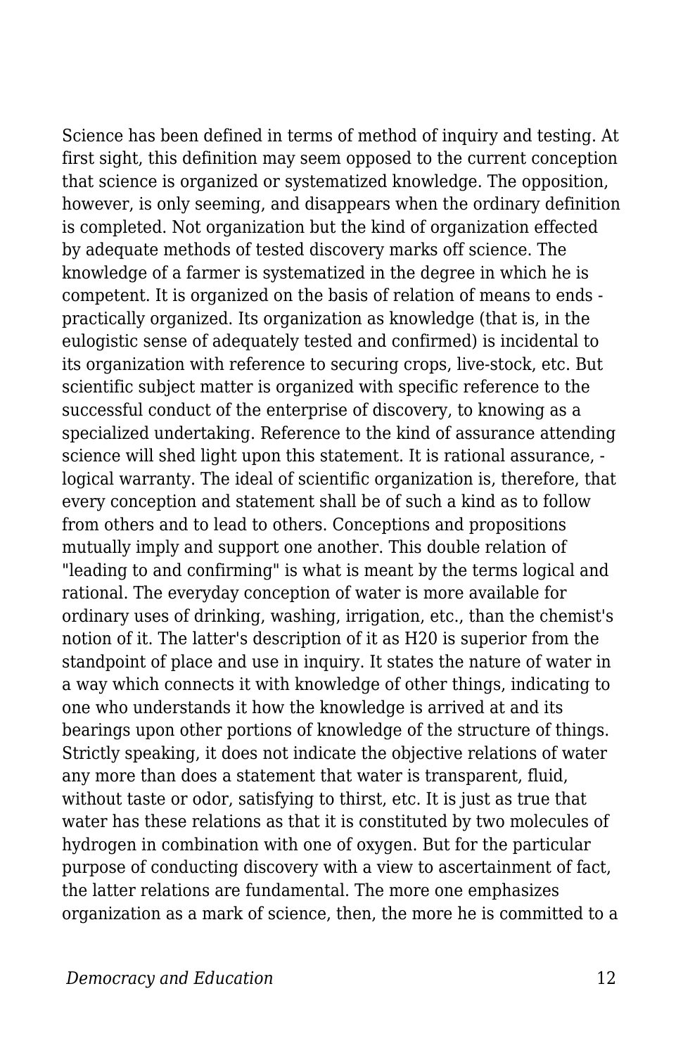Science has been defined in terms of method of inquiry and testing. At first sight, this definition may seem opposed to the current conception that science is organized or systematized knowledge. The opposition, however, is only seeming, and disappears when the ordinary definition is completed. Not organization but the kind of organization effected by adequate methods of tested discovery marks off science. The knowledge of a farmer is systematized in the degree in which he is competent. It is organized on the basis of relation of means to ends - practically organized. Its organization as knowledge (that is, in the eulogistic sense of adequately tested and confirmed) is incidental to its organization with reference to securing crops, live-stock, etc. But scientific subject matter is organized with specific reference to the successful conduct of the enterprise of discovery, to knowing as a specialized undertaking. Reference to the kind of assurance attending science will shed light upon this statement. It is rational assurance, - logical warranty. The ideal of scientific organization is, therefore, that every conception and statement shall be of such a kind as to follow from others and to lead to others. Conceptions and propositions mutually imply and support one another. This double relation of "leading to and confirming" is what is meant by the terms logical and rational. The everyday conception of water is more available for ordinary uses of drinking, washing, irrigation, etc., than the chemist's notion of it. The latter's description of it as $H_2O$ is superior from the standpoint of place and use in inquiry. It states the nature of water in a way which connects it with knowledge of other things, indicating to one who understands it how the knowledge is arrived at and its bearings upon other portions of knowledge of the structure of things. Strictly speaking, it does not indicate the objective relations of water any more than does a statement that water is transparent, fluid, without taste or odor, satisfying to thirst, etc. It is just as true that water has these relations as that it is constituted by two molecules of hydrogen in combination with one of oxygen. But for the particular purpose of conducting discovery with a view to ascertainment of fact, the latter relations are fundamental. The more one emphasizes organization as a mark of science, then, the more he is committed to a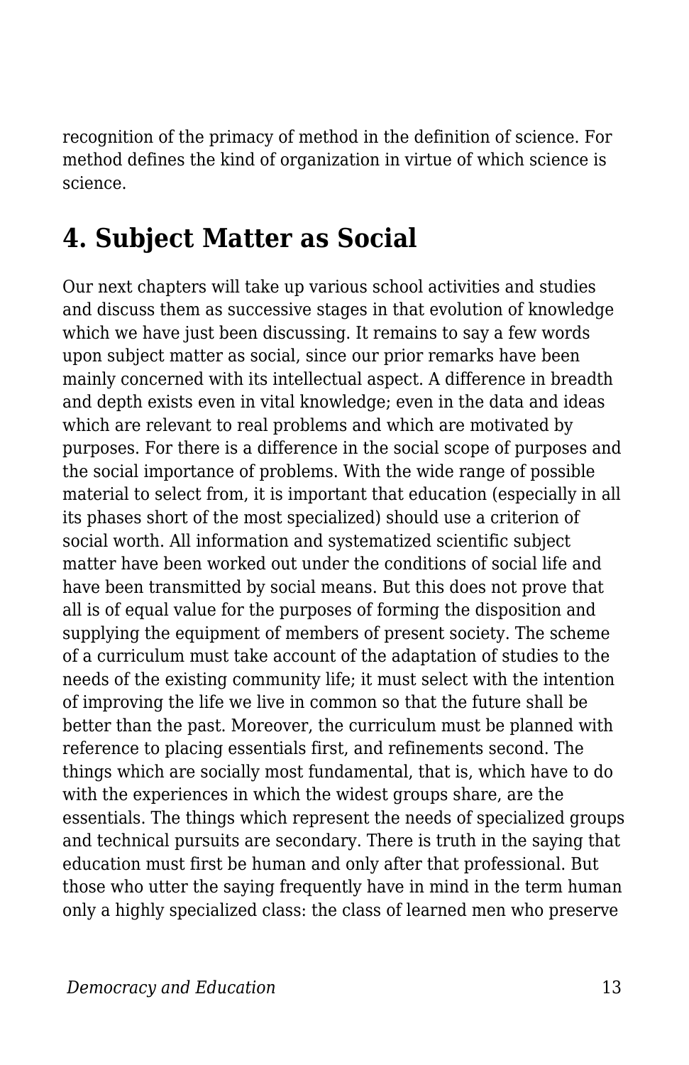recognition of the primacy of method in the definition of science. For method defines the kind of organization in virtue of which science is science.

## 4. Subject Matter as Social

Our next chapters will take up various school activities and studies and discuss them as successive stages in that evolution of knowledge which we have just been discussing. It remains to say a few words upon subject matter as social, since our prior remarks have been mainly concerned with its intellectual aspect. A difference in breadth and depth exists even in vital knowledge; even in the data and ideas which are relevant to real problems and which are motivated by purposes. For there is a difference in the social scope of purposes and the social importance of problems. With the wide range of possible material to select from, it is important that education (especially in all its phases short of the most specialized) should use a criterion of social worth. All information and systematized scientific subject matter have been worked out under the conditions of social life and have been transmitted by social means. But this does not prove that all is of equal value for the purposes of forming the disposition and supplying the equipment of members of present society. The scheme of a curriculum must take account of the adaptation of studies to the needs of the existing community life; it must select with the intention of improving the life we live in common so that the future shall be better than the past. Moreover, the curriculum must be planned with reference to placing essentials first, and refinements second. The things which are socially most fundamental, that is, which have to do with the experiences in which the widest groups share, are the essentials. The things which represent the needs of specialized groups and technical pursuits are secondary. There is truth in the saying that education must first be human and only after that professional. But those who utter the saying frequently have in mind in the term human only a highly specialized class: the class of learned men who preserve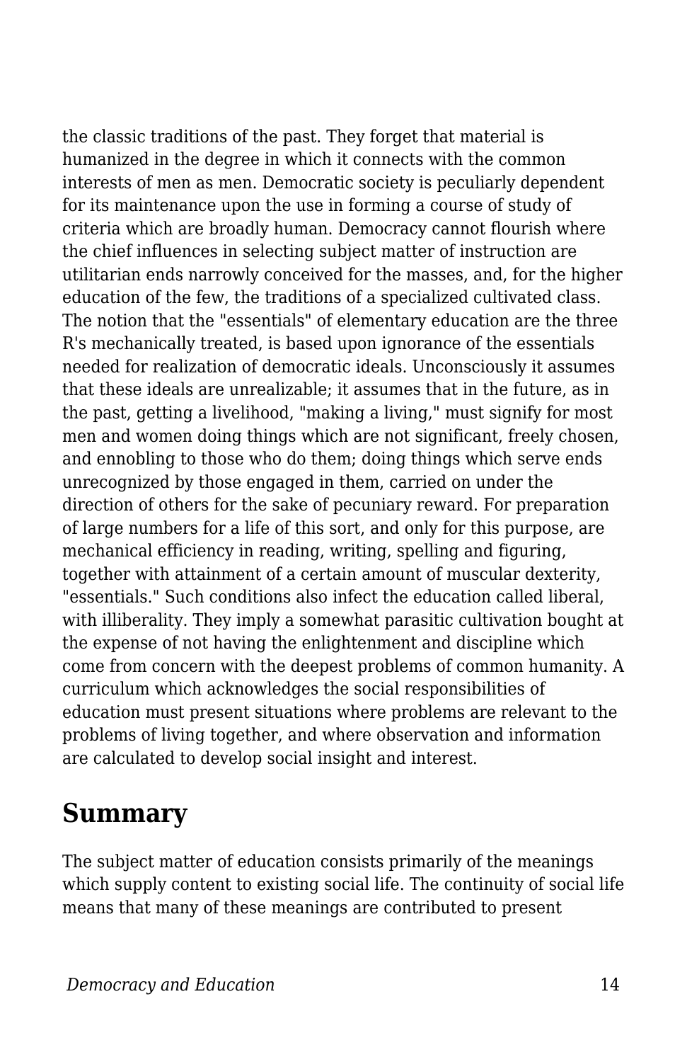the classic traditions of the past. They forget that material is humanized in the degree in which it connects with the common interests of men as men. Democratic society is peculiarly dependent for its maintenance upon the use in forming a course of study of criteria which are broadly human. Democracy cannot flourish where the chief influences in selecting subject matter of instruction are utilitarian ends narrowly conceived for the masses, and, for the higher education of the few, the traditions of a specialized cultivated class. The notion that the "essentials" of elementary education are the three R's mechanically treated, is based upon ignorance of the essentials needed for realization of democratic ideals. Unconsciously it assumes that these ideals are unrealizable; it assumes that in the future, as in the past, getting a livelihood, "making a living," must signify for most men and women doing things which are not significant, freely chosen, and ennobling to those who do them; doing things which serve ends unrecognized by those engaged in them, carried on under the direction of others for the sake of pecuniary reward. For preparation of large numbers for a life of this sort, and only for this purpose, are mechanical efficiency in reading, writing, spelling and figuring, together with attainment of a certain amount of muscular dexterity, "essentials." Such conditions also infect the education called liberal, with illiberality. They imply a somewhat parasitic cultivation bought at the expense of not having the enlightenment and discipline which come from concern with the deepest problems of common humanity. A curriculum which acknowledges the social responsibilities of education must present situations where problems are relevant to the problems of living together, and where observation and information are calculated to develop social insight and interest.

## Summary

The subject matter of education consists primarily of the meanings which supply content to existing social life. The continuity of social life means that many of these meanings are contributed to present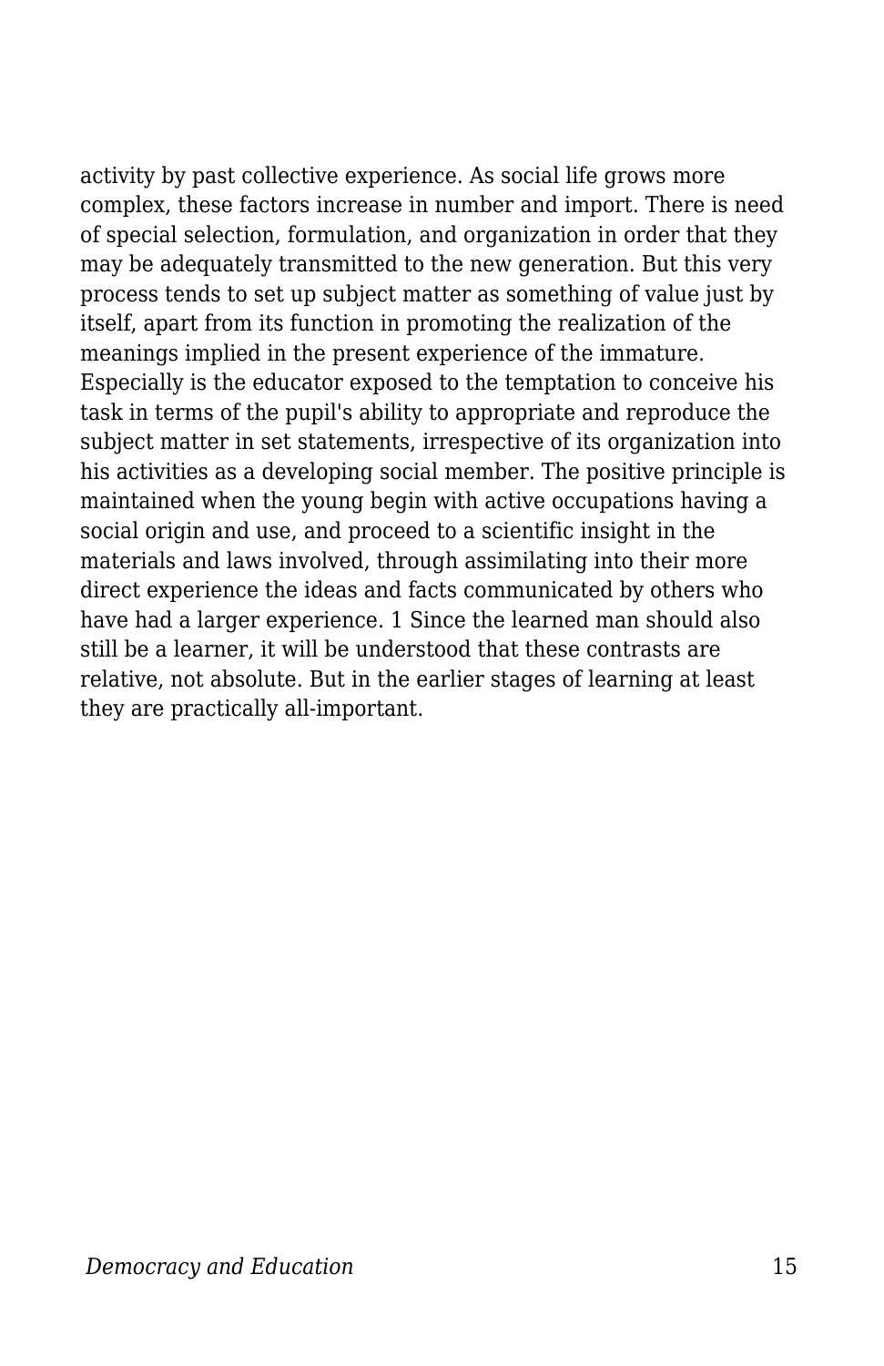activity by past collective experience. As social life grows more complex, these factors increase in number and import. There is need of special selection, formulation, and organization in order that they may be adequately transmitted to the new generation. But this very process tends to set up subject matter as something of value just by itself, apart from its function in promoting the realization of the meanings implied in the present experience of the immature. Especially is the educator exposed to the temptation to conceive his task in terms of the pupil's ability to appropriate and reproduce the subject matter in set statements, irrespective of its organization into his activities as a developing social member. The positive principle is maintained when the young begin with active occupations having a social origin and use, and proceed to a scientific insight in the materials and laws involved, through assimilating into their more direct experience the ideas and facts communicated by others who have had a larger experience. 1 Since the learned man should also still be a learner, it will be understood that these contrasts are relative, not absolute. But in the earlier stages of learning at least they are practically all-important.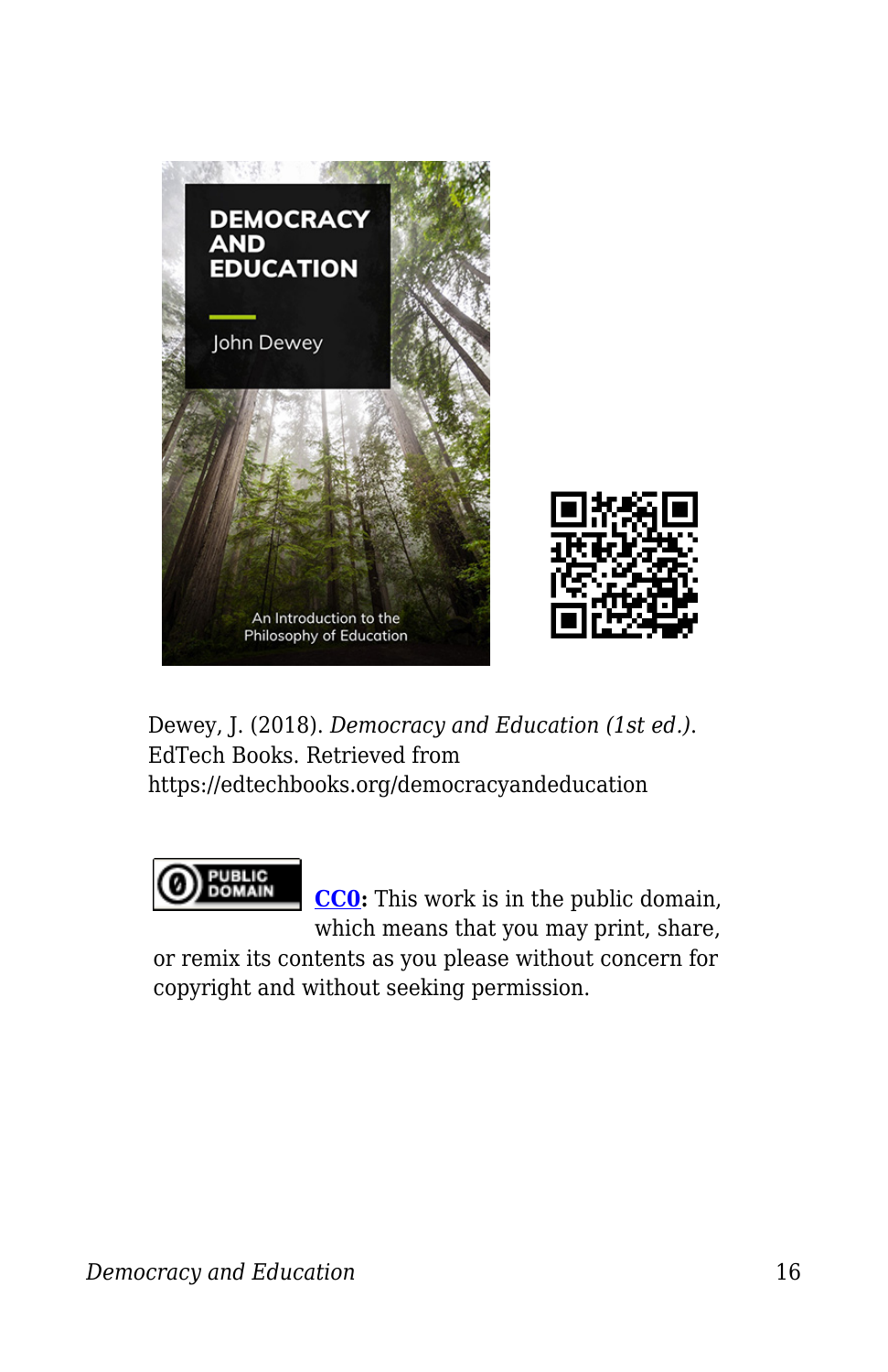Dewey, J. (2018). *Democracy and Education (1st ed.)*. EdTech Books. Retrieved from https://edtechbooks.org/democracyandeducation

**CC0:** This work is in the public domain, which means that you may print, share, or remix its contents as you please without concern for copyright and without seeking permission.